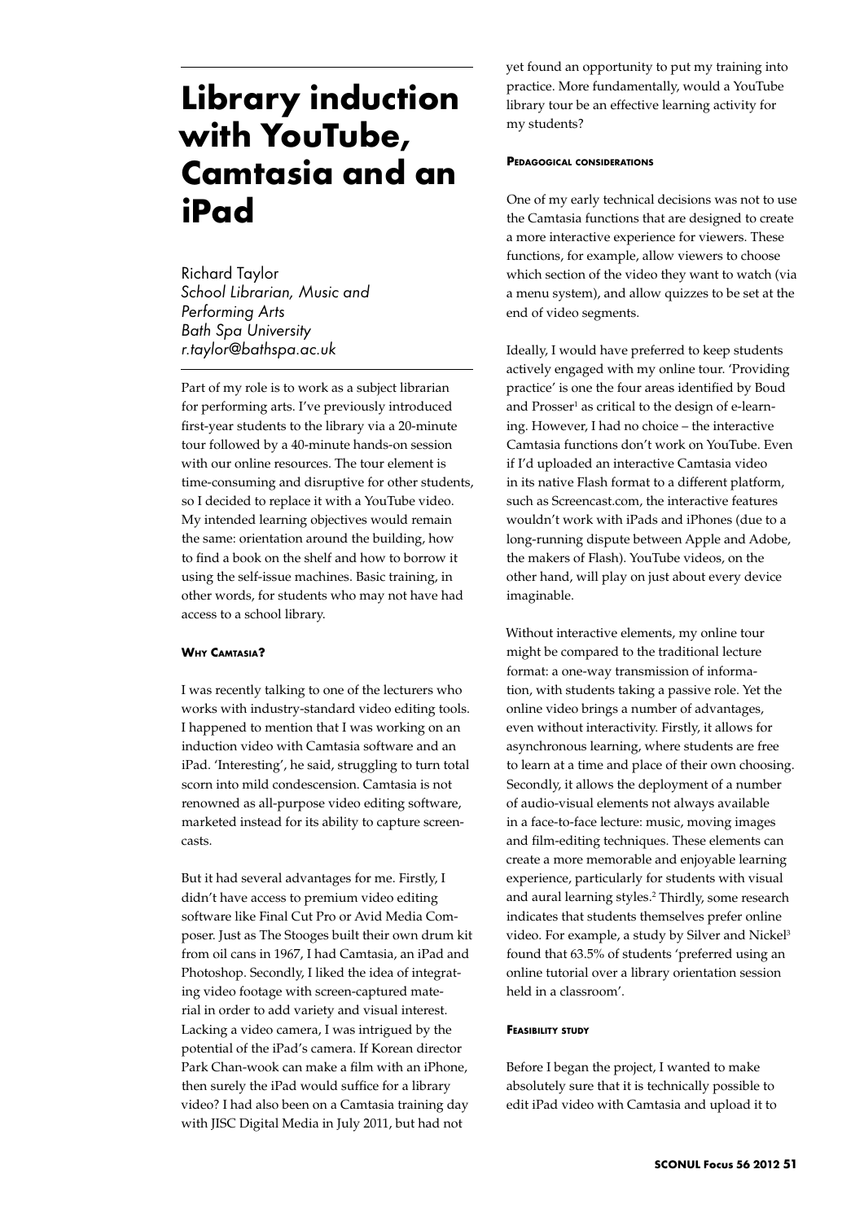# Library induction with YouTube, Camtasia and an iPad

Richard Taylor
*School Librarian, Music and Performing Arts*
*Bath Spa University*
*r.taylor@bathspa.ac.uk*

Part of my role is to work as a subject librarian for performing arts. I've previously introduced first-year students to the library via a 20-minute tour followed by a 40-minute hands-on session with our online resources. The tour element is time-consuming and disruptive for other students, so I decided to replace it with a YouTube video. My intended learning objectives would remain the same: orientation around the building, how to find a book on the shelf and how to borrow it using the self-issue machines. Basic training, in other words, for students who may not have had access to a school library.

#### Why Camtasia?

I was recently talking to one of the lecturers who works with industry-standard video editing tools. I happened to mention that I was working on an induction video with Camtasia software and an iPad. 'Interesting', he said, struggling to turn total scorn into mild condescension. Camtasia is not renowned as all-purpose video editing software, marketed instead for its ability to capture screencasts.

But it had several advantages for me. Firstly, I didn't have access to premium video editing software like Final Cut Pro or Avid Media Composer. Just as The Stooges built their own drum kit from oil cans in 1967, I had Camtasia, an iPad and Photoshop. Secondly, I liked the idea of integrating video footage with screen-captured material in order to add variety and visual interest. Lacking a video camera, I was intrigued by the potential of the iPad's camera. If Korean director Park Chan-wook can make a film with an iPhone, then surely the iPad would suffice for a library video? I had also been on a Camtasia training day with JISC Digital Media in July 2011, but had not yet found an opportunity to put my training into practice. More fundamentally, would a YouTube library tour be an effective learning activity for my students?

#### Pedagogical considerations

One of my early technical decisions was not to use the Camtasia functions that are designed to create a more interactive experience for viewers. These functions, for example, allow viewers to choose which section of the video they want to watch (via a menu system), and allow quizzes to be set at the end of video segments.

Ideally, I would have preferred to keep students actively engaged with my online tour. 'Providing practice' is one the four areas identified by Boud and Prosser[1] as critical to the design of e-learning. However, I had no choice – the interactive Camtasia functions don't work on YouTube. Even if I'd uploaded an interactive Camtasia video in its native Flash format to a different platform, such as Screencast.com, the interactive features wouldn't work with iPads and iPhones (due to a long-running dispute between Apple and Adobe, the makers of Flash). YouTube videos, on the other hand, will play on just about every device imaginable.

Without interactive elements, my online tour might be compared to the traditional lecture format: a one-way transmission of information, with students taking a passive role. Yet the online video brings a number of advantages, even without interactivity. Firstly, it allows for asynchronous learning, where students are free to learn at a time and place of their own choosing. Secondly, it allows the deployment of a number of audio-visual elements not always available in a face-to-face lecture: music, moving images and film-editing techniques. These elements can create a more memorable and enjoyable learning experience, particularly for students with visual and aural learning styles.[2] Thirdly, some research indicates that students themselves prefer online video. For example, a study by Silver and Nickel[3] found that 63.5% of students 'preferred using an online tutorial over a library orientation session held in a classroom'.

#### Feasibility study

Before I began the project, I wanted to make absolutely sure that it is technically possible to edit iPad video with Camtasia and upload it to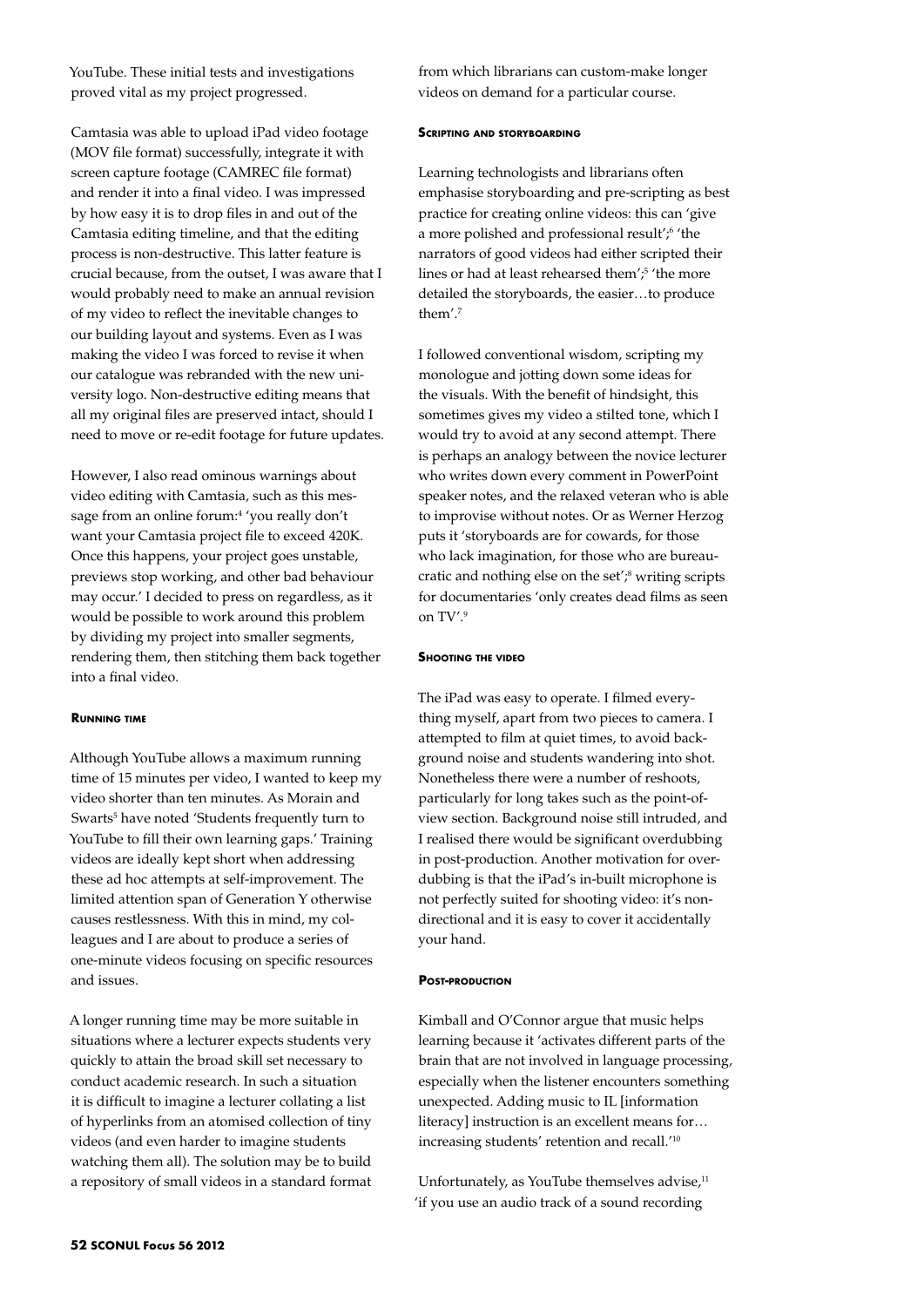YouTube. These initial tests and investigations proved vital as my project progressed.

Camtasia was able to upload iPad video footage (MOV file format) successfully, integrate it with screen capture footage (CAMREC file format) and render it into a final video. I was impressed by how easy it is to drop files in and out of the Camtasia editing timeline, and that the editing process is non-destructive. This latter feature is crucial because, from the outset, I was aware that I would probably need to make an annual revision of my video to reflect the inevitable changes to our building layout and systems. Even as I was making the video I was forced to revise it when our catalogue was rebranded with the new university logo. Non-destructive editing means that all my original files are preserved intact, should I need to move or re-edit footage for future updates.

However, I also read ominous warnings about video editing with Camtasia, such as this message from an online forum:[4] 'you really don't want your Camtasia project file to exceed 420K. Once this happens, your project goes unstable, previews stop working, and other bad behaviour may occur.' I decided to press on regardless, as it would be possible to work around this problem by dividing my project into smaller segments, rendering them, then stitching them back together into a final video.

### Running time

Although YouTube allows a maximum running time of 15 minutes per video, I wanted to keep my video shorter than ten minutes. As Morain and Swarts[5] have noted 'Students frequently turn to YouTube to fill their own learning gaps.' Training videos are ideally kept short when addressing these ad hoc attempts at self-improvement. The limited attention span of Generation Y otherwise causes restlessness. With this in mind, my colleagues and I are about to produce a series of one-minute videos focusing on specific resources and issues.

A longer running time may be more suitable in situations where a lecturer expects students very quickly to attain the broad skill set necessary to conduct academic research. In such a situation it is difficult to imagine a lecturer collating a list of hyperlinks from an atomised collection of tiny videos (and even harder to imagine students watching them all). The solution may be to build a repository of small videos in a standard format from which librarians can custom-make longer videos on demand for a particular course.

### Scripting and storyboarding

Learning technologists and librarians often emphasise storyboarding and pre-scripting as best practice for creating online videos: this can 'give a more polished and professional result';[6] 'the narrators of good videos had either scripted their lines or had at least rehearsed them';[5] 'the more detailed the storyboards, the easier…to produce them'.[7]

I followed conventional wisdom, scripting my monologue and jotting down some ideas for the visuals. With the benefit of hindsight, this sometimes gives my video a stilted tone, which I would try to avoid at any second attempt. There is perhaps an analogy between the novice lecturer who writes down every comment in PowerPoint speaker notes, and the relaxed veteran who is able to improvise without notes. Or as Werner Herzog puts it 'storyboards are for cowards, for those who lack imagination, for those who are bureaucratic and nothing else on the set';[8] writing scripts for documentaries 'only creates dead films as seen on TV'.[9]

### Shooting the video

The iPad was easy to operate. I filmed everything myself, apart from two pieces to camera. I attempted to film at quiet times, to avoid background noise and students wandering into shot. Nonetheless there were a number of reshoots, particularly for long takes such as the point-of-view section. Background noise still intruded, and I realised there would be significant overdubbing in post-production. Another motivation for overdubbing is that the iPad's in-built microphone is not perfectly suited for shooting video: it's non-directional and it is easy to cover it accidentally your hand.

### Post-production

Kimball and O'Connor argue that music helps learning because it 'activates different parts of the brain that are not involved in language processing, especially when the listener encounters something unexpected. Adding music to IL [information literacy] instruction is an excellent means for… increasing students' retention and recall.'[10]

Unfortunately, as YouTube themselves advise,[11] 'if you use an audio track of a sound recording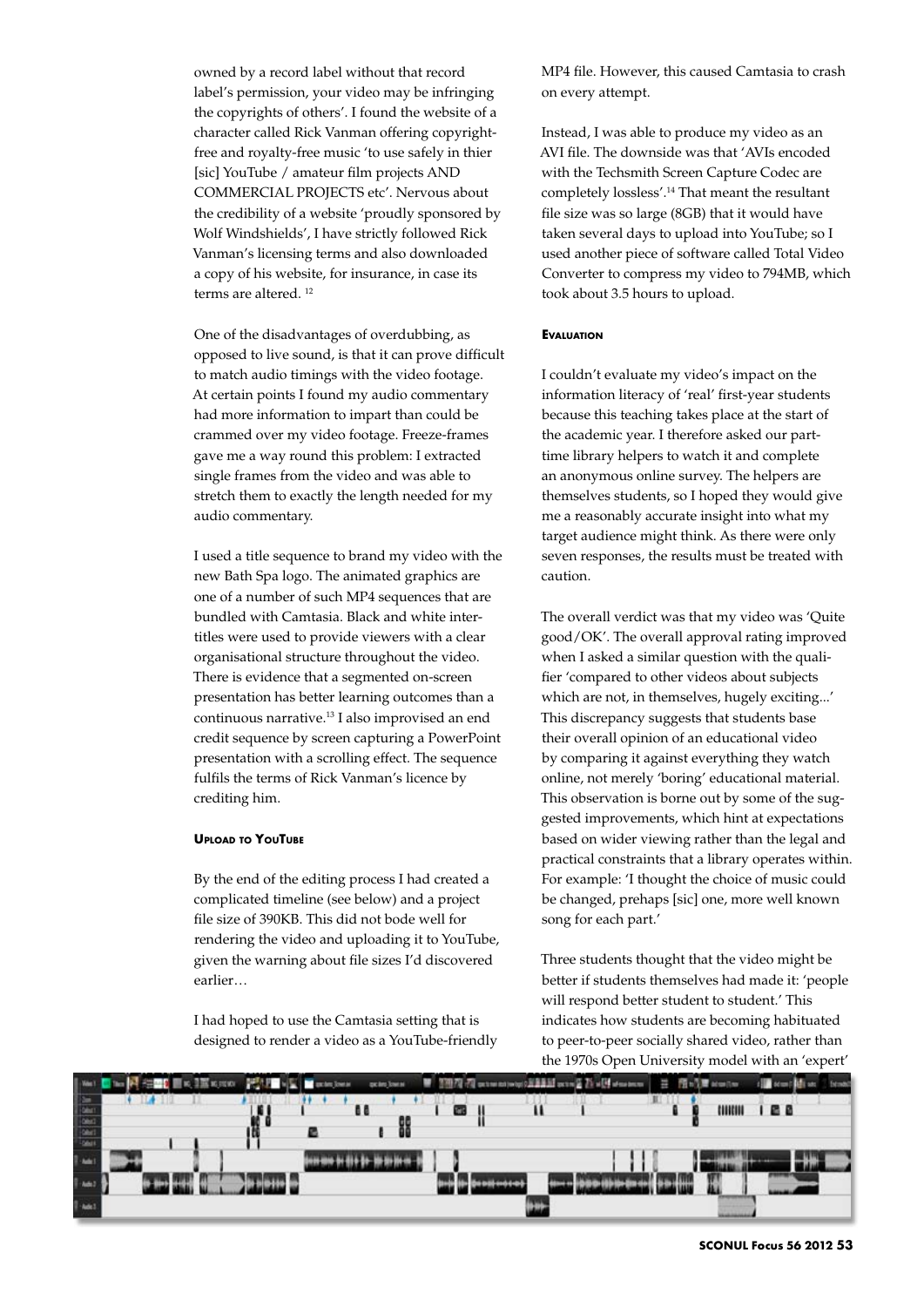owned by a record label without that record label's permission, your video may be infringing the copyrights of others'. I found the website of a character called Rick Vanman offering copyright-free and royalty-free music 'to use safely in thier [sic] YouTube / amateur film projects AND COMMERCIAL PROJECTS etc'. Nervous about the credibility of a website 'proudly sponsored by Wolf Windshields', I have strictly followed Rick Vanman's licensing terms and also downloaded a copy of his website, for insurance, in case its terms are altered. [12]

One of the disadvantages of overdubbing, as opposed to live sound, is that it can prove difficult to match audio timings with the video footage. At certain points I found my audio commentary had more information to impart than could be crammed over my video footage. Freeze-frames gave me a way round this problem: I extracted single frames from the video and was able to stretch them to exactly the length needed for my audio commentary.

I used a title sequence to brand my video with the new Bath Spa logo. The animated graphics are one of a number of such MP4 sequences that are bundled with Camtasia. Black and white inter-titles were used to provide viewers with a clear organisational structure throughout the video. There is evidence that a segmented on-screen presentation has better learning outcomes than a continuous narrative.[13] I also improvised an end credit sequence by screen capturing a PowerPoint presentation with a scrolling effect. The sequence fulfils the terms of Rick Vanman's licence by crediting him.

### Upload to YouTube

By the end of the editing process I had created a complicated timeline (see below) and a project file size of 390KB. This did not bode well for rendering the video and uploading it to YouTube, given the warning about file sizes I'd discovered earlier…

I had hoped to use the Camtasia setting that is designed to render a video as a YouTube-friendly MP4 file. However, this caused Camtasia to crash on every attempt.

Instead, I was able to produce my video as an AVI file. The downside was that 'AVIs encoded with the Techsmith Screen Capture Codec are completely lossless'.[14] That meant the resultant file size was so large (8GB) that it would have taken several days to upload into YouTube; so I used another piece of software called Total Video Converter to compress my video to 794MB, which took about 3.5 hours to upload.

### Evaluation

I couldn't evaluate my video's impact on the information literacy of 'real' first-year students because this teaching takes place at the start of the academic year. I therefore asked our part-time library helpers to watch it and complete an anonymous online survey. The helpers are themselves students, so I hoped they would give me a reasonably accurate insight into what my target audience might think. As there were only seven responses, the results must be treated with caution.

The overall verdict was that my video was 'Quite good/OK'. The overall approval rating improved when I asked a similar question with the qualifier 'compared to other videos about subjects which are not, in themselves, hugely exciting...' This discrepancy suggests that students base their overall opinion of an educational video by comparing it against everything they watch online, not merely 'boring' educational material. This observation is borne out by some of the suggested improvements, which hint at expectations based on wider viewing rather than the legal and practical constraints that a library operates within. For example: 'I thought the choice of music could be changed, prehaps [sic] one, more well known song for each part.'

Three students thought that the video might be better if students themselves had made it: 'people will respond better student to student.' This indicates how students are becoming habituated to peer-to-peer socially shared video, rather than the 1970s Open University model with an 'expert'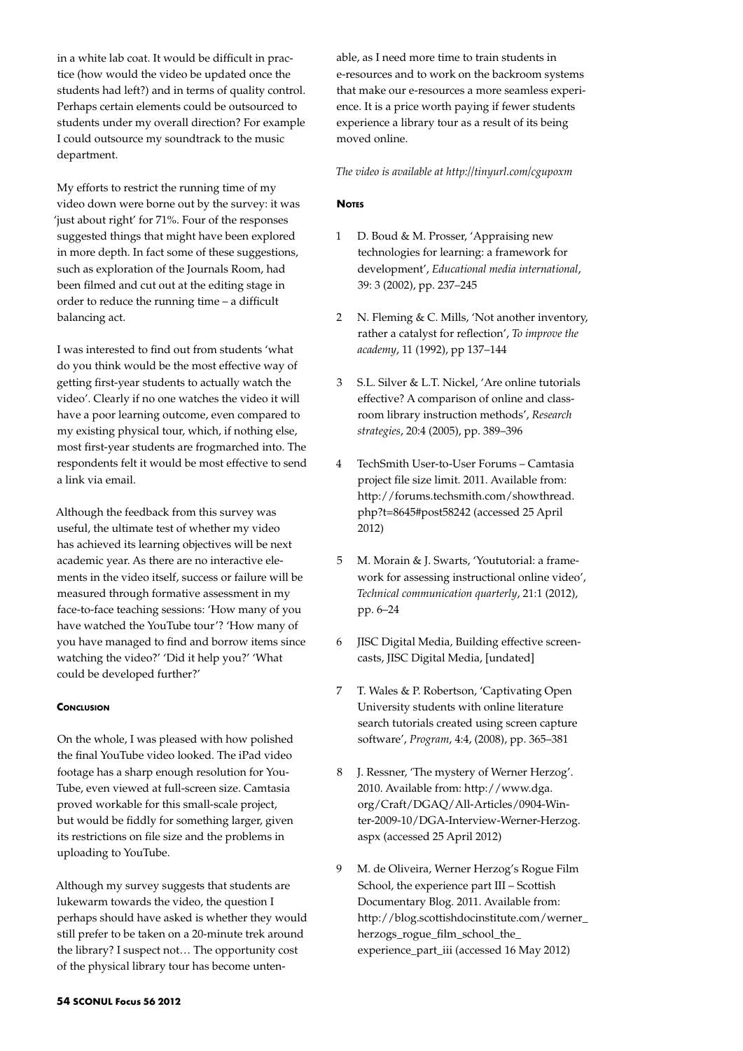in a white lab coat. It would be difficult in practice (how would the video be updated once the students had left?) and in terms of quality control. Perhaps certain elements could be outsourced to students under my overall direction? For example I could outsource my soundtrack to the music department.

My efforts to restrict the running time of my video down were borne out by the survey: it was 'just about right' for 71%. Four of the responses suggested things that might have been explored in more depth. In fact some of these suggestions, such as exploration of the Journals Room, had been filmed and cut out at the editing stage in order to reduce the running time – a difficult balancing act.

I was interested to find out from students 'what do you think would be the most effective way of getting first-year students to actually watch the video'. Clearly if no one watches the video it will have a poor learning outcome, even compared to my existing physical tour, which, if nothing else, most first-year students are frogmarched into. The respondents felt it would be most effective to send a link via email.

Although the feedback from this survey was useful, the ultimate test of whether my video has achieved its learning objectives will be next academic year. As there are no interactive elements in the video itself, success or failure will be measured through formative assessment in my face-to-face teaching sessions: 'How many of you have watched the YouTube tour'? 'How many of you have managed to find and borrow items since watching the video?' 'Did it help you?' 'What could be developed further?'

#### Conclusion

On the whole, I was pleased with how polished the final YouTube video looked. The iPad video footage has a sharp enough resolution for YouTube, even viewed at full-screen size. Camtasia proved workable for this small-scale project, but would be fiddly for something larger, given its restrictions on file size and the problems in uploading to YouTube.

Although my survey suggests that students are lukewarm towards the video, the question I perhaps should have asked is whether they would still prefer to be taken on a 20-minute trek around the library? I suspect not… The opportunity cost of the physical library tour has become untenable, as I need more time to train students in e-resources and to work on the backroom systems that make our e-resources a more seamless experience. It is a price worth paying if fewer students experience a library tour as a result of its being moved online.

*The video is available at http://tinyurl.com/cgupoxm*

#### Notes

1. D. Boud & M. Prosser, 'Appraising new technologies for learning: a framework for development', *Educational media international*, 39: 3 (2002), pp. 237–245
2. N. Fleming & C. Mills, 'Not another inventory, rather a catalyst for reflection', *To improve the academy*, 11 (1992), pp 137–144
3. S.L. Silver & L.T. Nickel, 'Are online tutorials effective? A comparison of online and classroom library instruction methods', *Research strategies*, 20:4 (2005), pp. 389–396
4. TechSmith User-to-User Forums – Camtasia project file size limit. 2011. Available from: http://forums.techsmith.com/showthread.php?t=8645#post58242 (accessed 25 April 2012)
5. M. Morain & J. Swarts, 'Yoututorial: a framework for assessing instructional online video', *Technical communication quarterly*, 21:1 (2012), pp. 6–24
6. JISC Digital Media, Building effective screencasts, JISC Digital Media, [undated]
7. T. Wales & P. Robertson, 'Captivating Open University students with online literature search tutorials created using screen capture software', *Program*, 4:4, (2008), pp. 365–381
8. J. Ressner, 'The mystery of Werner Herzog'. 2010. Available from: http://www.dga.org/Craft/DGAQ/All-Articles/0904-Winter-2009-10/DGA-Interview-Werner-Herzog.aspx (accessed 25 April 2012)
9. M. de Oliveira, Werner Herzog's Rogue Film School, the experience part III – Scottish Documentary Blog. 2011. Available from: http://blog.scottishdocinstitute.com/werner_herzogs_rogue_film_school_the_experience_part_iii (accessed 16 May 2012)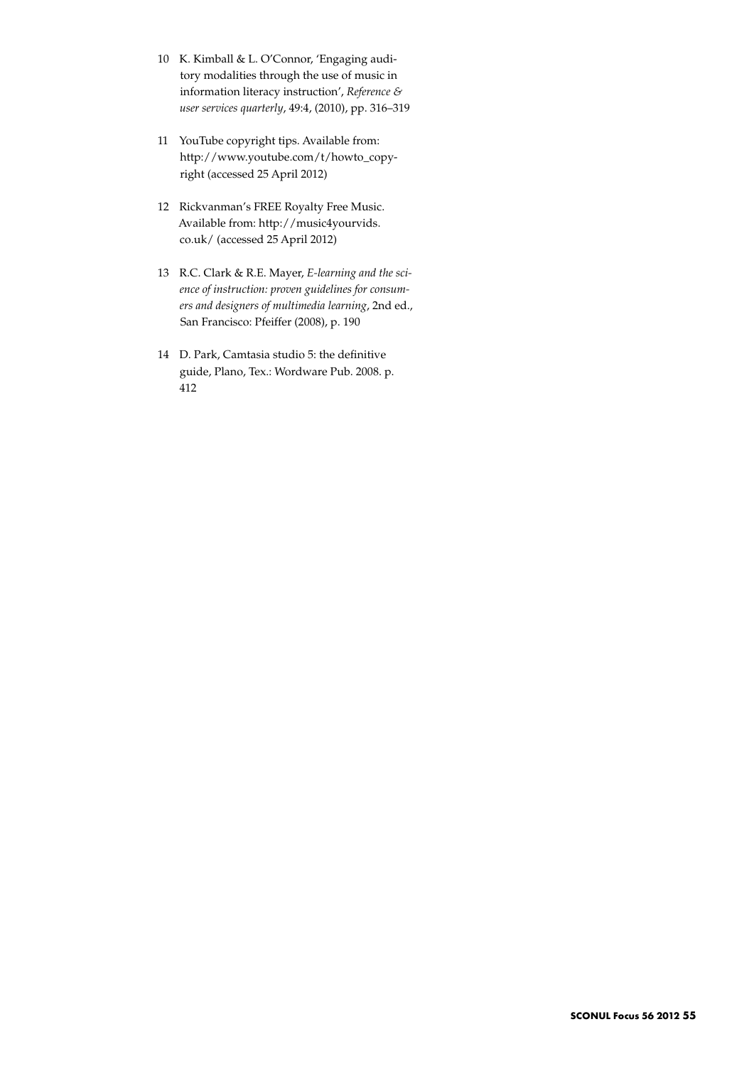10 K. Kimball & L. O'Connor, 'Engaging auditory modalities through the use of music in information literacy instruction', *Reference & user services quarterly*, 49:4, (2010), pp. 316–319

11 YouTube copyright tips. Available from: http://www.youtube.com/t/howto_copyright (accessed 25 April 2012)

12 Rickvanman's FREE Royalty Free Music. Available from: http://music4yourvids.co.uk/ (accessed 25 April 2012)

13 R.C. Clark & R.E. Mayer, *E-learning and the science of instruction: proven guidelines for consumers and designers of multimedia learning*, 2nd ed., San Francisco: Pfeiffer (2008), p. 190

14 D. Park, Camtasia studio 5: the definitive guide, Plano, Tex.: Wordware Pub. 2008. p. 412